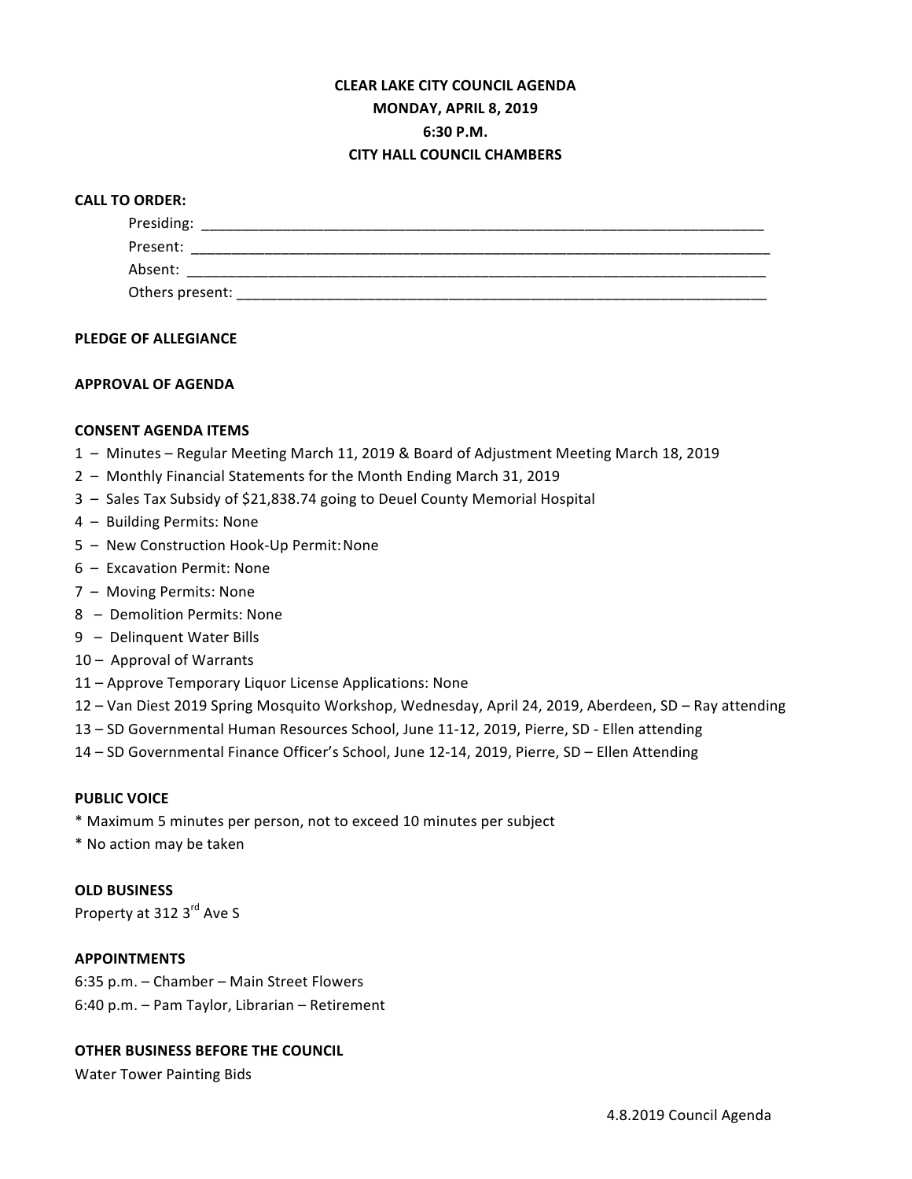# CLEAR LAKE CITY COUNCIL AGENDA
## MONDAY, APRIL 8, 2019
## 6:30 P.M.
## CITY HALL COUNCIL CHAMBERS

**CALL TO ORDER:**

Presiding: ___________________________________________

Present: ___________________________________________

Absent: ___________________________________________

Others present: ___________________________________________

**PLEDGE OF ALLEGIANCE**

**APPROVAL OF AGENDA**

**CONSENT AGENDA ITEMS**

1 – Minutes – Regular Meeting March 11, 2019 & Board of Adjustment Meeting March 18, 2019
2 – Monthly Financial Statements for the Month Ending March 31, 2019
3 – Sales Tax Subsidy of $21,838.74 going to Deuel County Memorial Hospital
4 – Building Permits: None
5 – New Construction Hook-Up Permit: None
6 – Excavation Permit: None
7 – Moving Permits: None
8 – Demolition Permits: None
9 – Delinquent Water Bills
10 – Approval of Warrants
11 – Approve Temporary Liquor License Applications: None
12 – Van Diest 2019 Spring Mosquito Workshop, Wednesday, April 24, 2019, Aberdeen, SD – Ray attending
13 – SD Governmental Human Resources School, June 11-12, 2019, Pierre, SD - Ellen attending
14 – SD Governmental Finance Officer's School, June 12-14, 2019, Pierre, SD – Ellen Attending

**PUBLIC VOICE**

* Maximum 5 minutes per person, not to exceed 10 minutes per subject
* No action may be taken

**OLD BUSINESS**

Property at 312 3rd Ave S

**APPOINTMENTS**

6:35 p.m. – Chamber – Main Street Flowers
6:40 p.m. – Pam Taylor, Librarian – Retirement

**OTHER BUSINESS BEFORE THE COUNCIL**

Water Tower Painting Bids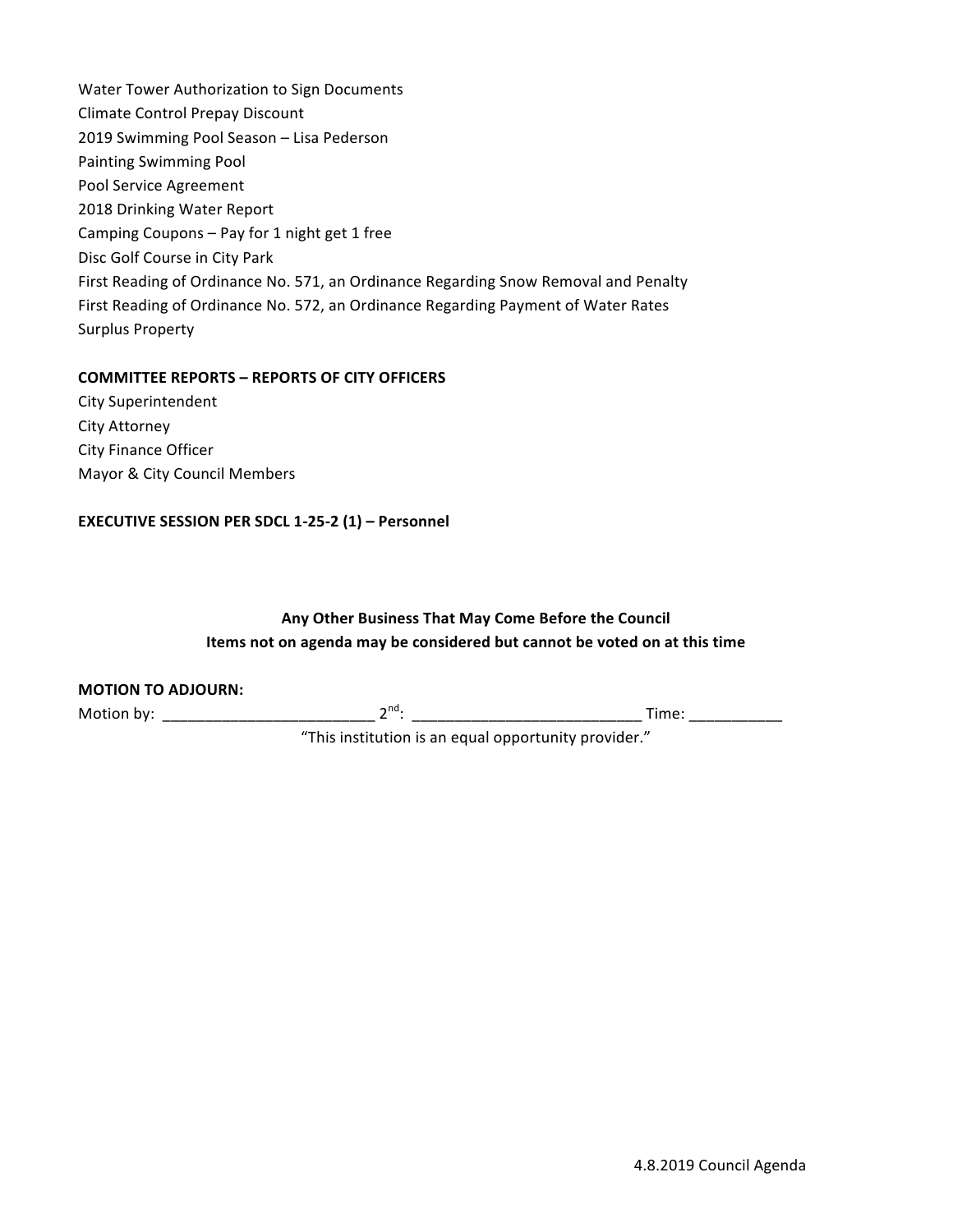Water Tower Authorization to Sign Documents
Climate Control Prepay Discount
2019 Swimming Pool Season – Lisa Pederson
Painting Swimming Pool
Pool Service Agreement
2018 Drinking Water Report
Camping Coupons – Pay for 1 night get 1 free
Disc Golf Course in City Park
First Reading of Ordinance No. 571, an Ordinance Regarding Snow Removal and Penalty
First Reading of Ordinance No. 572, an Ordinance Regarding Payment of Water Rates
Surplus Property

**COMMITTEE REPORTS – REPORTS OF CITY OFFICERS**

City Superintendent
City Attorney
City Finance Officer
Mayor & City Council Members

**EXECUTIVE SESSION PER SDCL 1-25-2 (1) – Personnel**

**Any Other Business That May Come Before the Council**
**Items not on agenda may be considered but cannot be voted on at this time**

**MOTION TO ADJOURN:**

Motion by: _________________________ 2nd: ___________________________ Time: ___________

"This institution is an equal opportunity provider."